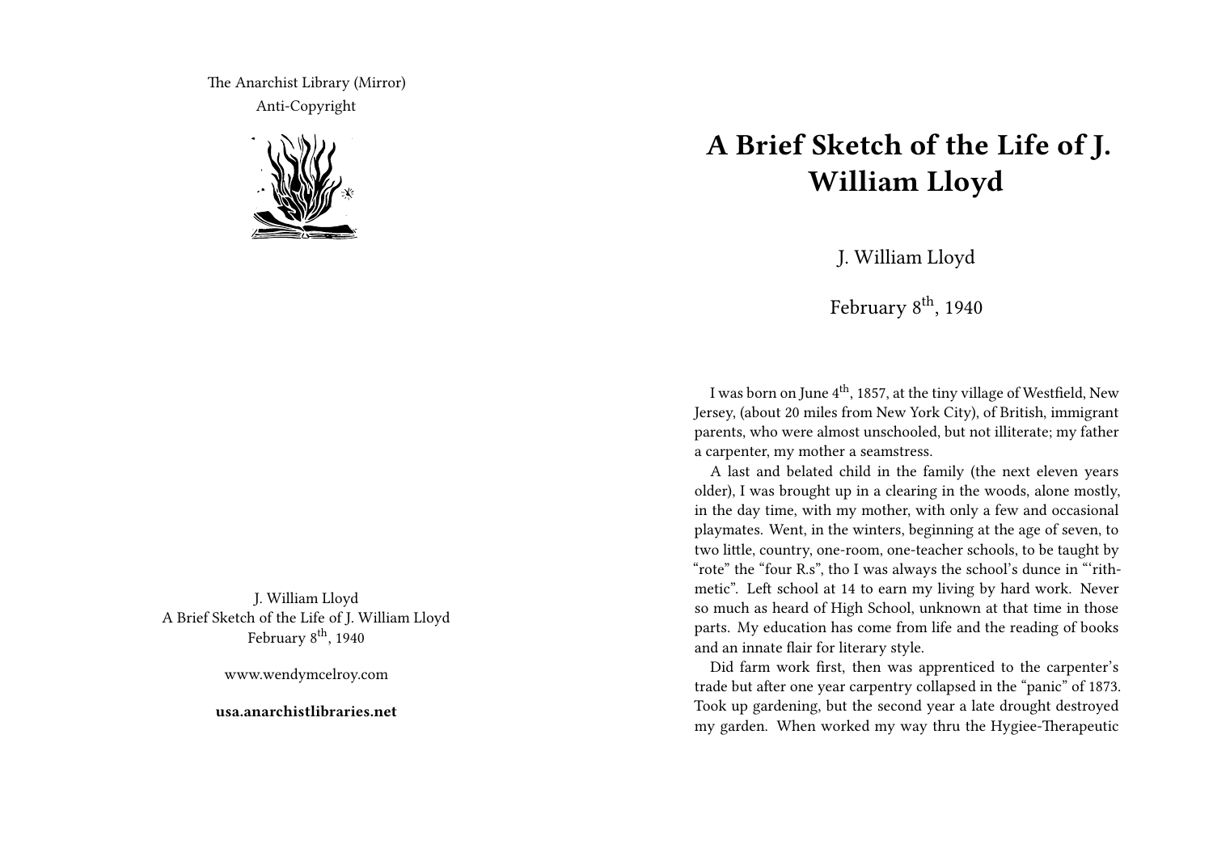The Anarchist Library (Mirror)
Anti-Copyright

J. William Lloyd
A Brief Sketch of the Life of J. William Lloyd
February 8th, 1940

www.wendymcelroy.com

**usa.anarchistlibraries.net**

# A Brief Sketch of the Life of J. William Lloyd

J. William Lloyd

February 8th, 1940

I was born on June 4th, 1857, at the tiny village of Westfield, New Jersey, (about 20 miles from New York City), of British, immigrant parents, who were almost unschooled, but not illiterate; my father a carpenter, my mother a seamstress.

A last and belated child in the family (the next eleven years older), I was brought up in a clearing in the woods, alone mostly, in the day time, with my mother, with only a few and occasional playmates. Went, in the winters, beginning at the age of seven, to two little, country, one-room, one-teacher schools, to be taught by "rote" the "four R.s", tho I was always the school's dunce in "'rithmetic". Left school at 14 to earn my living by hard work. Never so much as heard of High School, unknown at that time in those parts. My education has come from life and the reading of books and an innate flair for literary style.

Did farm work first, then was apprenticed to the carpenter's trade but after one year carpentry collapsed in the "panic" of 1873. Took up gardening, but the second year a late drought destroyed my garden. When worked my way thru the Hygiee-Therapeutic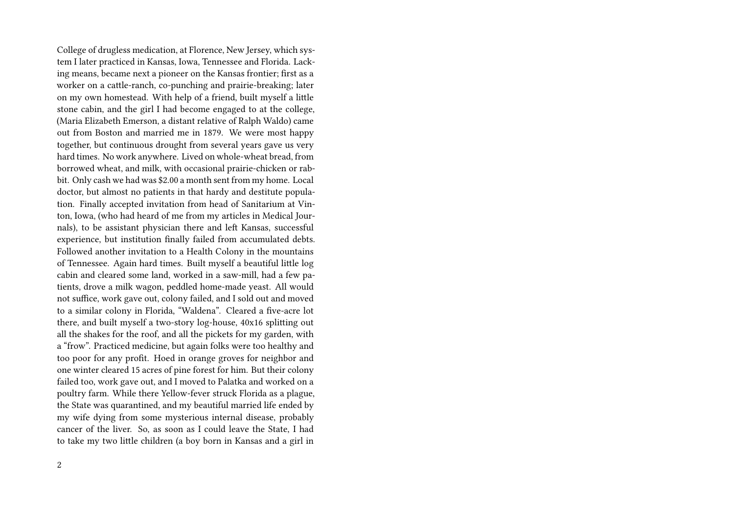College of drugless medication, at Florence, New Jersey, which system I later practiced in Kansas, Iowa, Tennessee and Florida. Lacking means, became next a pioneer on the Kansas frontier; first as a worker on a cattle-ranch, co-punching and prairie-breaking; later on my own homestead. With help of a friend, built myself a little stone cabin, and the girl I had become engaged to at the college, (Maria Elizabeth Emerson, a distant relative of Ralph Waldo) came out from Boston and married me in 1879. We were most happy together, but continuous drought from several years gave us very hard times. No work anywhere. Lived on whole-wheat bread, from borrowed wheat, and milk, with occasional prairie-chicken or rabbit. Only cash we had was $2.00 a month sent from my home. Local doctor, but almost no patients in that hardy and destitute population. Finally accepted invitation from head of Sanitarium at Vinton, Iowa, (who had heard of me from my articles in Medical Journals), to be assistant physician there and left Kansas, successful experience, but institution finally failed from accumulated debts. Followed another invitation to a Health Colony in the mountains of Tennessee. Again hard times. Built myself a beautiful little log cabin and cleared some land, worked in a saw-mill, had a few patients, drove a milk wagon, peddled home-made yeast. All would not suffice, work gave out, colony failed, and I sold out and moved to a similar colony in Florida, "Waldena". Cleared a five-acre lot there, and built myself a two-story log-house, 40x16 splitting out all the shakes for the roof, and all the pickets for my garden, with a "frow". Practiced medicine, but again folks were too healthy and too poor for any profit. Hoed in orange groves for neighbor and one winter cleared 15 acres of pine forest for him. But their colony failed too, work gave out, and I moved to Palatka and worked on a poultry farm. While there Yellow-fever struck Florida as a plague, the State was quarantined, and my beautiful married life ended by my wife dying from some mysterious internal disease, probably cancer of the liver. So, as soon as I could leave the State, I had to take my two little children (a boy born in Kansas and a girl in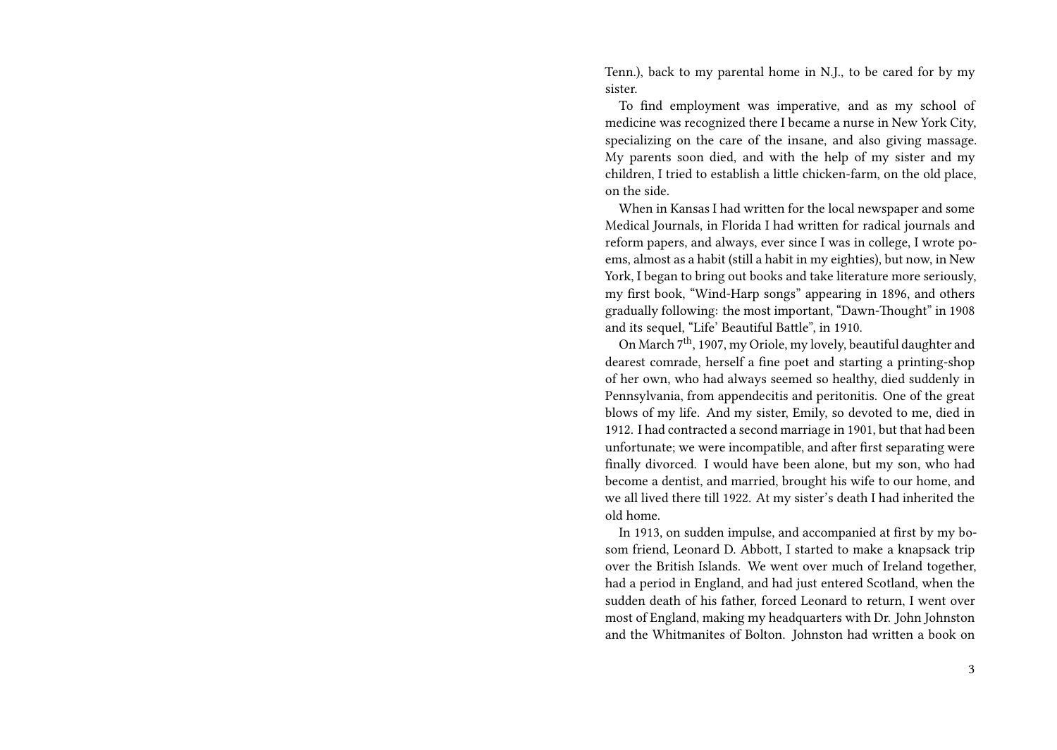Tenn.), back to my parental home in N.J., to be cared for by my sister.

To find employment was imperative, and as my school of medicine was recognized there I became a nurse in New York City, specializing on the care of the insane, and also giving massage. My parents soon died, and with the help of my sister and my children, I tried to establish a little chicken-farm, on the old place, on the side.

When in Kansas I had written for the local newspaper and some Medical Journals, in Florida I had written for radical journals and reform papers, and always, ever since I was in college, I wrote poems, almost as a habit (still a habit in my eighties), but now, in New York, I began to bring out books and take literature more seriously, my first book, "Wind-Harp songs" appearing in 1896, and others gradually following: the most important, "Dawn-Thought" in 1908 and its sequel, "Life' Beautiful Battle", in 1910.

On March 7th, 1907, my Oriole, my lovely, beautiful daughter and dearest comrade, herself a fine poet and starting a printing-shop of her own, who had always seemed so healthy, died suddenly in Pennsylvania, from appendecitis and peritonitis. One of the great blows of my life. And my sister, Emily, so devoted to me, died in 1912. I had contracted a second marriage in 1901, but that had been unfortunate; we were incompatible, and after first separating were finally divorced. I would have been alone, but my son, who had become a dentist, and married, brought his wife to our home, and we all lived there till 1922. At my sister's death I had inherited the old home.

In 1913, on sudden impulse, and accompanied at first by my bosom friend, Leonard D. Abbott, I started to make a knapsack trip over the British Islands. We went over much of Ireland together, had a period in England, and had just entered Scotland, when the sudden death of his father, forced Leonard to return, I went over most of England, making my headquarters with Dr. John Johnston and the Whitmanites of Bolton. Johnston had written a book on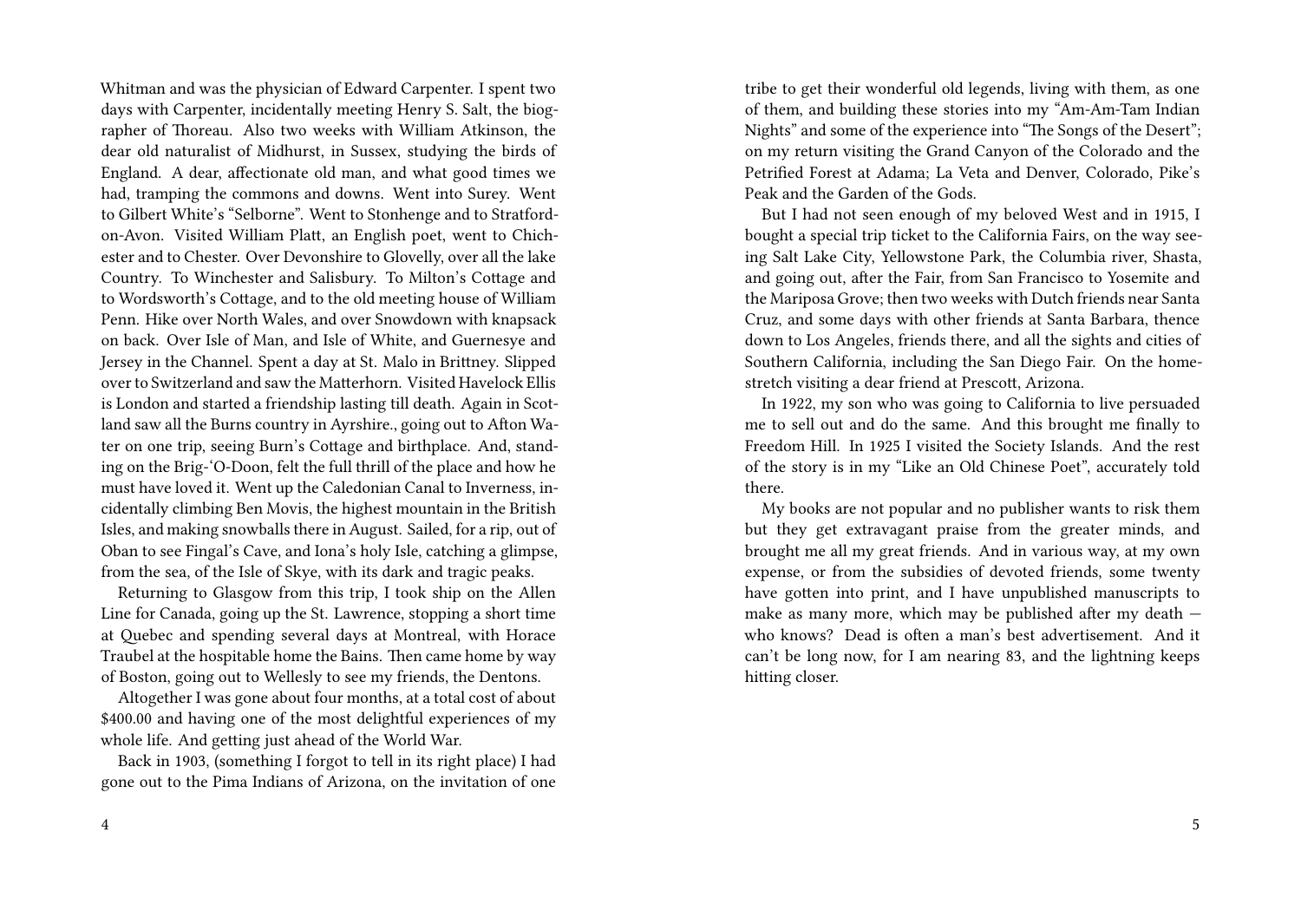Whitman and was the physician of Edward Carpenter. I spent two days with Carpenter, incidentally meeting Henry S. Salt, the biographer of Thoreau. Also two weeks with William Atkinson, the dear old naturalist of Midhurst, in Sussex, studying the birds of England. A dear, affectionate old man, and what good times we had, tramping the commons and downs. Went into Surey. Went to Gilbert White's "Selborne". Went to Stonhenge and to Stratford-on-Avon. Visited William Platt, an English poet, went to Chichester and to Chester. Over Devonshire to Glovelly, over all the lake Country. To Winchester and Salisbury. To Milton's Cottage and to Wordsworth's Cottage, and to the old meeting house of William Penn. Hike over North Wales, and over Snowdown with knapsack on back. Over Isle of Man, and Isle of White, and Guernesye and Jersey in the Channel. Spent a day at St. Malo in Brittney. Slipped over to Switzerland and saw the Matterhorn. Visited Havelock Ellis is London and started a friendship lasting till death. Again in Scotland saw all the Burns country in Ayrshire., going out to Afton Water on one trip, seeing Burn's Cottage and birthplace. And, standing on the Brig-'O-Doon, felt the full thrill of the place and how he must have loved it. Went up the Caledonian Canal to Inverness, incidentally climbing Ben Movis, the highest mountain in the British Isles, and making snowballs there in August. Sailed, for a rip, out of Oban to see Fingal's Cave, and Iona's holy Isle, catching a glimpse, from the sea, of the Isle of Skye, with its dark and tragic peaks.

Returning to Glasgow from this trip, I took ship on the Allen Line for Canada, going up the St. Lawrence, stopping a short time at Quebec and spending several days at Montreal, with Horace Traubel at the hospitable home the Bains. Then came home by way of Boston, going out to Wellesly to see my friends, the Dentons.

Altogether I was gone about four months, at a total cost of about $400.00 and having one of the most delightful experiences of my whole life. And getting just ahead of the World War.

Back in 1903, (something I forgot to tell in its right place) I had gone out to the Pima Indians of Arizona, on the invitation of one tribe to get their wonderful old legends, living with them, as one of them, and building these stories into my "Am-Am-Tam Indian Nights" and some of the experience into "The Songs of the Desert"; on my return visiting the Grand Canyon of the Colorado and the Petrified Forest at Adama; La Veta and Denver, Colorado, Pike's Peak and the Garden of the Gods.

But I had not seen enough of my beloved West and in 1915, I bought a special trip ticket to the California Fairs, on the way seeing Salt Lake City, Yellowstone Park, the Columbia river, Shasta, and going out, after the Fair, from San Francisco to Yosemite and the Mariposa Grove; then two weeks with Dutch friends near Santa Cruz, and some days with other friends at Santa Barbara, thence down to Los Angeles, friends there, and all the sights and cities of Southern California, including the San Diego Fair. On the homestretch visiting a dear friend at Prescott, Arizona.

In 1922, my son who was going to California to live persuaded me to sell out and do the same. And this brought me finally to Freedom Hill. In 1925 I visited the Society Islands. And the rest of the story is in my "Like an Old Chinese Poet", accurately told there.

My books are not popular and no publisher wants to risk them but they get extravagant praise from the greater minds, and brought me all my great friends. And in various way, at my own expense, or from the subsidies of devoted friends, some twenty have gotten into print, and I have unpublished manuscripts to make as many more, which may be published after my death — who knows? Dead is often a man's best advertisement. And it can't be long now, for I am nearing 83, and the lightning keeps hitting closer.